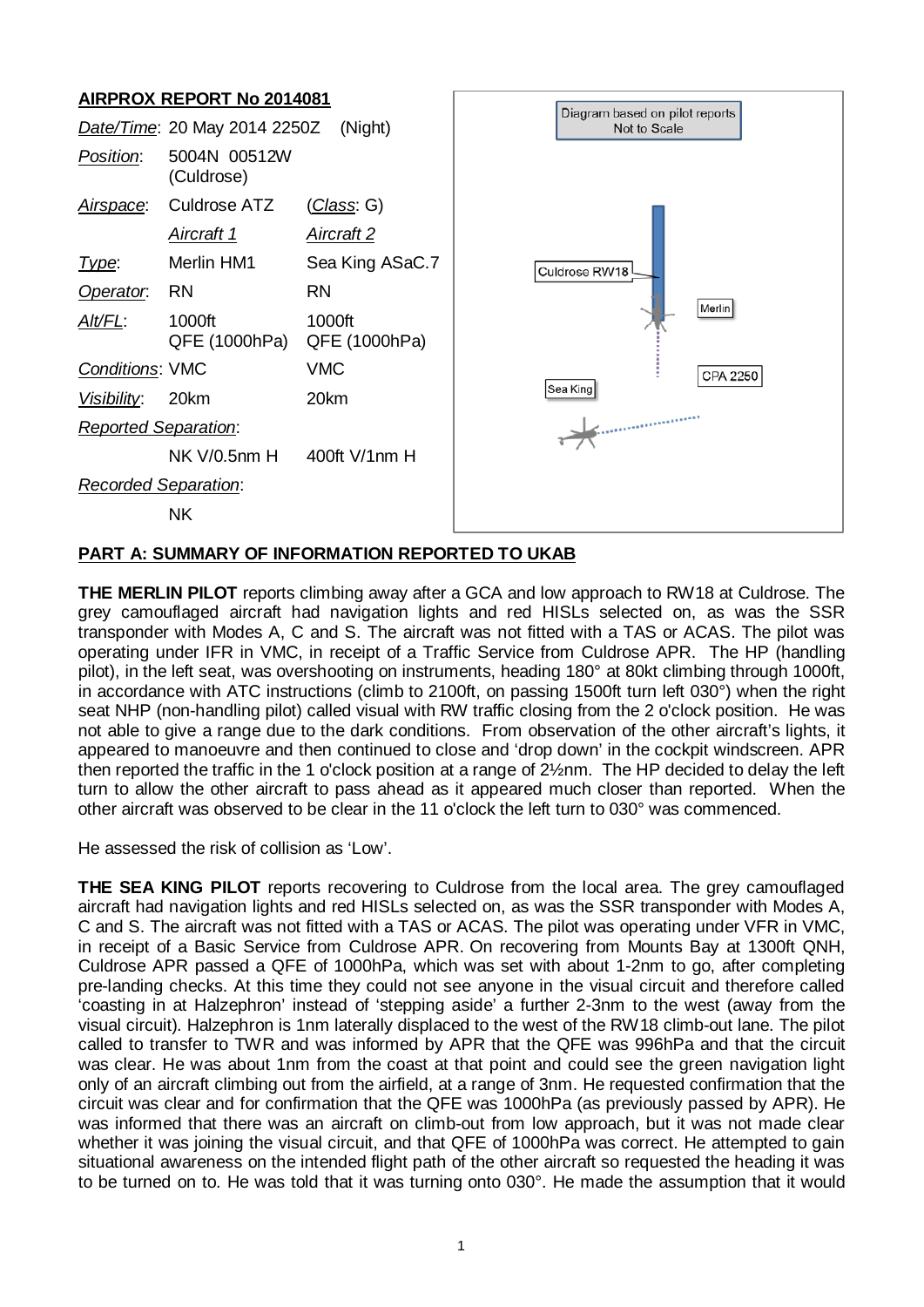## AIRPROX REPORT No 2014081

| | | |
|---|---|---|
| *Date/Time*: | 20 May 2014 2250Z | (Night) |
| *Position*: | 5004N 00512W (Culdrose) | |
| *Airspace*: | Culdrose ATZ | (*Class*: G) |
| | *Aircraft 1* | *Aircraft 2* |
| *Type*: | Merlin HM1 | Sea King ASaC.7 |
| *Operator*: | RN | RN |
| *Alt/FL*: | 1000ft QFE (1000hPa) | 1000ft QFE (1000hPa) |
| *Conditions*: | VMC | VMC |
| *Visibility*: | 20km | 20km |
| *Reported Separation*: | | |
| | NK V/0.5nm H | 400ft V/1nm H |
| *Recorded Separation*: | | |
| | NK | |

Diagram based on pilot reports
Not to Scale

Culdrose RW18

Merlin

CPA 2250

Sea King

## PART A: SUMMARY OF INFORMATION REPORTED TO UKAB

**THE MERLIN PILOT** reports climbing away after a GCA and low approach to RW18 at Culdrose. The grey camouflaged aircraft had navigation lights and red HISLs selected on, as was the SSR transponder with Modes A, C and S. The aircraft was not fitted with a TAS or ACAS. The pilot was operating under IFR in VMC, in receipt of a Traffic Service from Culdrose APR. The HP (handling pilot), in the left seat, was overshooting on instruments, heading 180° at 80kt climbing through 1000ft, in accordance with ATC instructions (climb to 2100ft, on passing 1500ft turn left 030°) when the right seat NHP (non-handling pilot) called visual with RW traffic closing from the 2 o'clock position. He was not able to give a range due to the dark conditions. From observation of the other aircraft's lights, it appeared to manoeuvre and then continued to close and 'drop down' in the cockpit windscreen. APR then reported the traffic in the 1 o'clock position at a range of 2½nm. The HP decided to delay the left turn to allow the other aircraft to pass ahead as it appeared much closer than reported. When the other aircraft was observed to be clear in the 11 o'clock the left turn to 030° was commenced.

He assessed the risk of collision as 'Low'.

**THE SEA KING PILOT** reports recovering to Culdrose from the local area. The grey camouflaged aircraft had navigation lights and red HISLs selected on, as was the SSR transponder with Modes A, C and S. The aircraft was not fitted with a TAS or ACAS. The pilot was operating under VFR in VMC, in receipt of a Basic Service from Culdrose APR. On recovering from Mounts Bay at 1300ft QNH, Culdrose APR passed a QFE of 1000hPa, which was set with about 1-2nm to go, after completing pre-landing checks. At this time they could not see anyone in the visual circuit and therefore called 'coasting in at Halzephron' instead of 'stepping aside' a further 2-3nm to the west (away from the visual circuit). Halzephron is 1nm laterally displaced to the west of the RW18 climb-out lane. The pilot called to transfer to TWR and was informed by APR that the QFE was 996hPa and that the circuit was clear. He was about 1nm from the coast at that point and could see the green navigation light only of an aircraft climbing out from the airfield, at a range of 3nm. He requested confirmation that the circuit was clear and for confirmation that the QFE was 1000hPa (as previously passed by APR). He was informed that there was an aircraft on climb-out from low approach, but it was not made clear whether it was joining the visual circuit, and that QFE of 1000hPa was correct. He attempted to gain situational awareness on the intended flight path of the other aircraft so requested the heading it was to be turned on to. He was told that it was turning onto 030°. He made the assumption that it would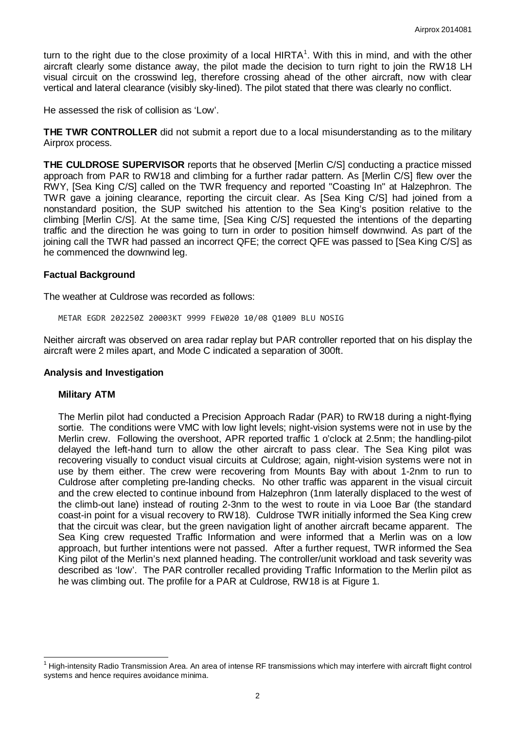turn to the right due to the close proximity of a local HIRTA[1]. With this in mind, and with the other aircraft clearly some distance away, the pilot made the decision to turn right to join the RW18 LH visual circuit on the crosswind leg, therefore crossing ahead of the other aircraft, now with clear vertical and lateral clearance (visibly sky-lined). The pilot stated that there was clearly no conflict.

He assessed the risk of collision as 'Low'.

**THE TWR CONTROLLER** did not submit a report due to a local misunderstanding as to the military Airprox process.

**THE CULDROSE SUPERVISOR** reports that he observed [Merlin C/S] conducting a practice missed approach from PAR to RW18 and climbing for a further radar pattern. As [Merlin C/S] flew over the RWY, [Sea King C/S] called on the TWR frequency and reported "Coasting In" at Halzephron. The TWR gave a joining clearance, reporting the circuit clear. As [Sea King C/S] had joined from a nonstandard position, the SUP switched his attention to the Sea King's position relative to the climbing [Merlin C/S]. At the same time, [Sea King C/S] requested the intentions of the departing traffic and the direction he was going to turn in order to position himself downwind. As part of the joining call the TWR had passed an incorrect QFE; the correct QFE was passed to [Sea King C/S] as he commenced the downwind leg.

## Factual Background

The weather at Culdrose was recorded as follows:

```
METAR EGDR 202250Z 20003KT 9999 FEW020 10/08 Q1009 BLU NOSIG
```

Neither aircraft was observed on area radar replay but PAR controller reported that on his display the aircraft were 2 miles apart, and Mode C indicated a separation of 300ft.

## Analysis and Investigation

### Military ATM

The Merlin pilot had conducted a Precision Approach Radar (PAR) to RW18 during a night-flying sortie. The conditions were VMC with low light levels; night-vision systems were not in use by the Merlin crew. Following the overshoot, APR reported traffic 1 o'clock at 2.5nm; the handling-pilot delayed the left-hand turn to allow the other aircraft to pass clear. The Sea King pilot was recovering visually to conduct visual circuits at Culdrose; again, night-vision systems were not in use by them either. The crew were recovering from Mounts Bay with about 1-2nm to run to Culdrose after completing pre-landing checks. No other traffic was apparent in the visual circuit and the crew elected to continue inbound from Halzephron (1nm laterally displaced to the west of the climb-out lane) instead of routing 2-3nm to the west to route in via Looe Bar (the standard coast-in point for a visual recovery to RW18). Culdrose TWR initially informed the Sea King crew that the circuit was clear, but the green navigation light of another aircraft became apparent. The Sea King crew requested Traffic Information and were informed that a Merlin was on a low approach, but further intentions were not passed. After a further request, TWR informed the Sea King pilot of the Merlin's next planned heading. The controller/unit workload and task severity was described as 'low'. The PAR controller recalled providing Traffic Information to the Merlin pilot as he was climbing out. The profile for a PAR at Culdrose, RW18 is at Figure 1.

[1] High-intensity Radio Transmission Area. An area of intense RF transmissions which may interfere with aircraft flight control systems and hence requires avoidance minima.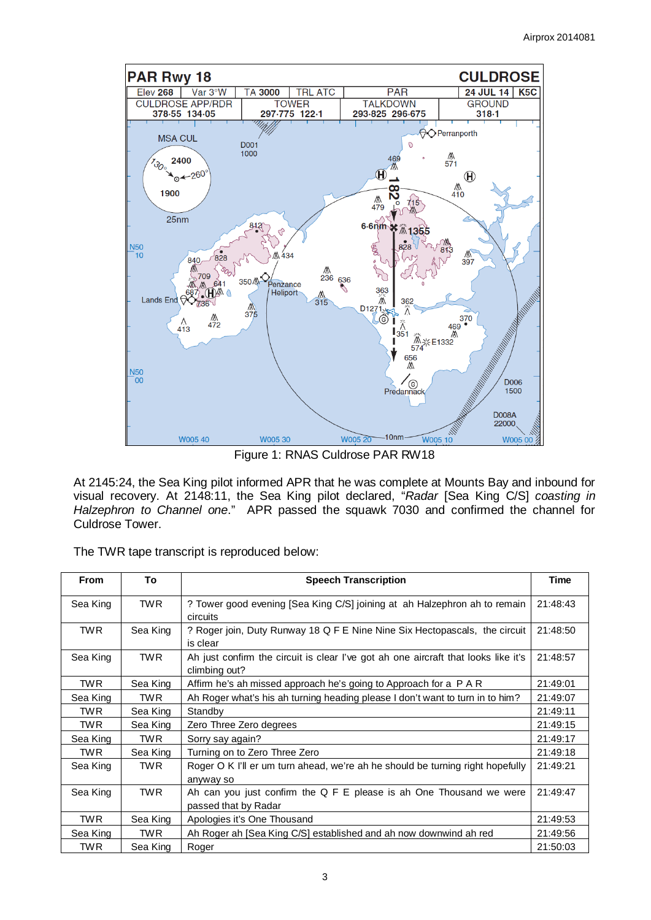Figure 1: RNAS Culdrose PAR RW18

At 2145:24, the Sea King pilot informed APR that he was complete at Mounts Bay and inbound for visual recovery. At 2148:11, the Sea King pilot declared, "*Radar* [Sea King C/S] *coasting in Halzephron to Channel one*." APR passed the squawk 7030 and confirmed the channel for Culdrose Tower.

The TWR tape transcript is reproduced below:

| From | To | Speech Transcription | Time |
|---|---|---|---|
| Sea King | TWR | ? Tower good evening [Sea King C/S] joining at ah Halzephron ah to remain circuits | 21:48:43 |
| TWR | Sea King | ? Roger join, Duty Runway 18 Q F E Nine Nine Six Hectopascals, the circuit is clear | 21:48:50 |
| Sea King | TWR | Ah just confirm the circuit is clear I've got ah one aircraft that looks like it's climbing out? | 21:48:57 |
| TWR | Sea King | Affim he's ah missed approach he's going to Approach for a P A R | 21:49:01 |
| Sea King | TWR | Ah Roger what's his ah turning heading please I don't want to turn in to him? | 21:49:07 |
| TWR | Sea King | Standby | 21:49:11 |
| TWR | Sea King | Zero Three Zero degrees | 21:49:15 |
| Sea King | TWR | Sorry say again? | 21:49:17 |
| TWR | Sea King | Turning on to Zero Three Zero | 21:49:18 |
| Sea King | TWR | Roger O K I'll er um turn ahead, we're ah he should be turning right hopefully anyway so | 21:49:21 |
| Sea King | TWR | Ah can you just confirm the Q F E please is ah One Thousand we were passed that by Radar | 21:49:47 |
| TWR | Sea King | Apologies it's One Thousand | 21:49:53 |
| Sea King | TWR | Ah Roger ah [Sea King C/S] established and ah now downwind ah red | 21:49:56 |
| TWR | Sea King | Roger | 21:50:03 |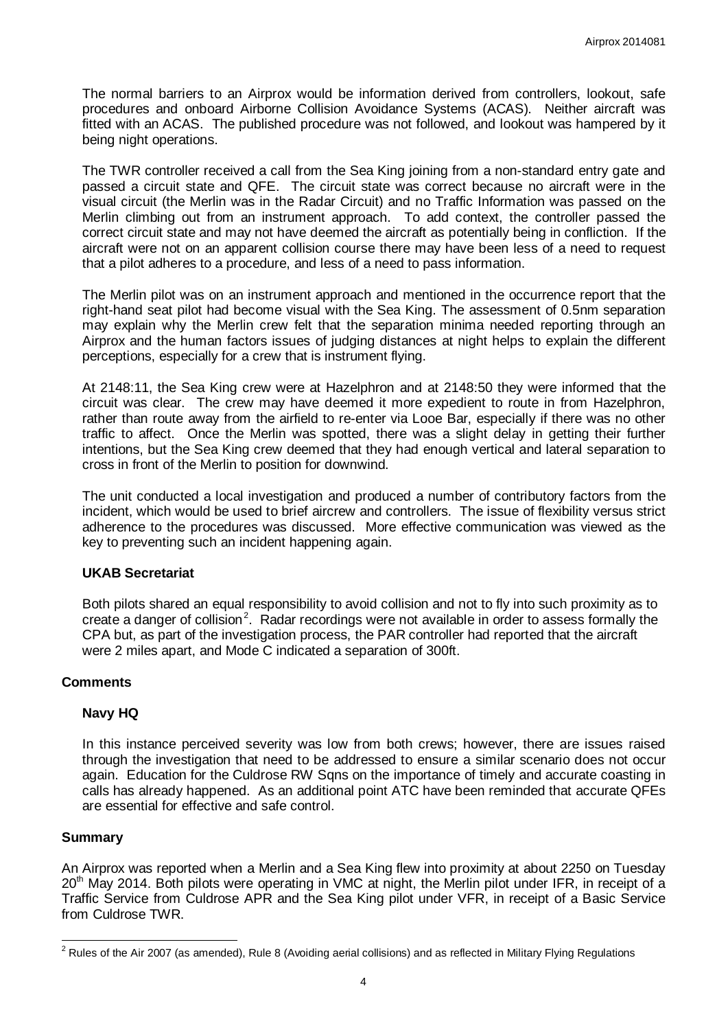The normal barriers to an Airprox would be information derived from controllers, lookout, safe procedures and onboard Airborne Collision Avoidance Systems (ACAS). Neither aircraft was fitted with an ACAS. The published procedure was not followed, and lookout was hampered by it being night operations.

The TWR controller received a call from the Sea King joining from a non-standard entry gate and passed a circuit state and QFE. The circuit state was correct because no aircraft were in the visual circuit (the Merlin was in the Radar Circuit) and no Traffic Information was passed on the Merlin climbing out from an instrument approach. To add context, the controller passed the correct circuit state and may not have deemed the aircraft as potentially being in confliction. If the aircraft were not on an apparent collision course there may have been less of a need to request that a pilot adheres to a procedure, and less of a need to pass information.

The Merlin pilot was on an instrument approach and mentioned in the occurrence report that the right-hand seat pilot had become visual with the Sea King. The assessment of 0.5nm separation may explain why the Merlin crew felt that the separation minima needed reporting through an Airprox and the human factors issues of judging distances at night helps to explain the different perceptions, especially for a crew that is instrument flying.

At 2148:11, the Sea King crew were at Hazelphron and at 2148:50 they were informed that the circuit was clear. The crew may have deemed it more expedient to route in from Hazelphron, rather than route away from the airfield to re-enter via Looe Bar, especially if there was no other traffic to affect. Once the Merlin was spotted, there was a slight delay in getting their further intentions, but the Sea King crew deemed that they had enough vertical and lateral separation to cross in front of the Merlin to position for downwind.

The unit conducted a local investigation and produced a number of contributory factors from the incident, which would be used to brief aircrew and controllers. The issue of flexibility versus strict adherence to the procedures was discussed. More effective communication was viewed as the key to preventing such an incident happening again.

### UKAB Secretariat

Both pilots shared an equal responsibility to avoid collision and not to fly into such proximity as to create a danger of collision[2]. Radar recordings were not available in order to assess formally the CPA but, as part of the investigation process, the PAR controller had reported that the aircraft were 2 miles apart, and Mode C indicated a separation of 300ft.

## Comments

### Navy HQ

In this instance perceived severity was low from both crews; however, there are issues raised through the investigation that need to be addressed to ensure a similar scenario does not occur again. Education for the Culdrose RW Sqns on the importance of timely and accurate coasting in calls has already happened. As an additional point ATC have been reminded that accurate QFEs are essential for effective and safe control.

## Summary

An Airprox was reported when a Merlin and a Sea King flew into proximity at about 2250 on Tuesday 20th May 2014. Both pilots were operating in VMC at night, the Merlin pilot under IFR, in receipt of a Traffic Service from Culdrose APR and the Sea King pilot under VFR, in receipt of a Basic Service from Culdrose TWR.

[2] Rules of the Air 2007 (as amended), Rule 8 (Avoiding aerial collisions) and as reflected in Military Flying Regulations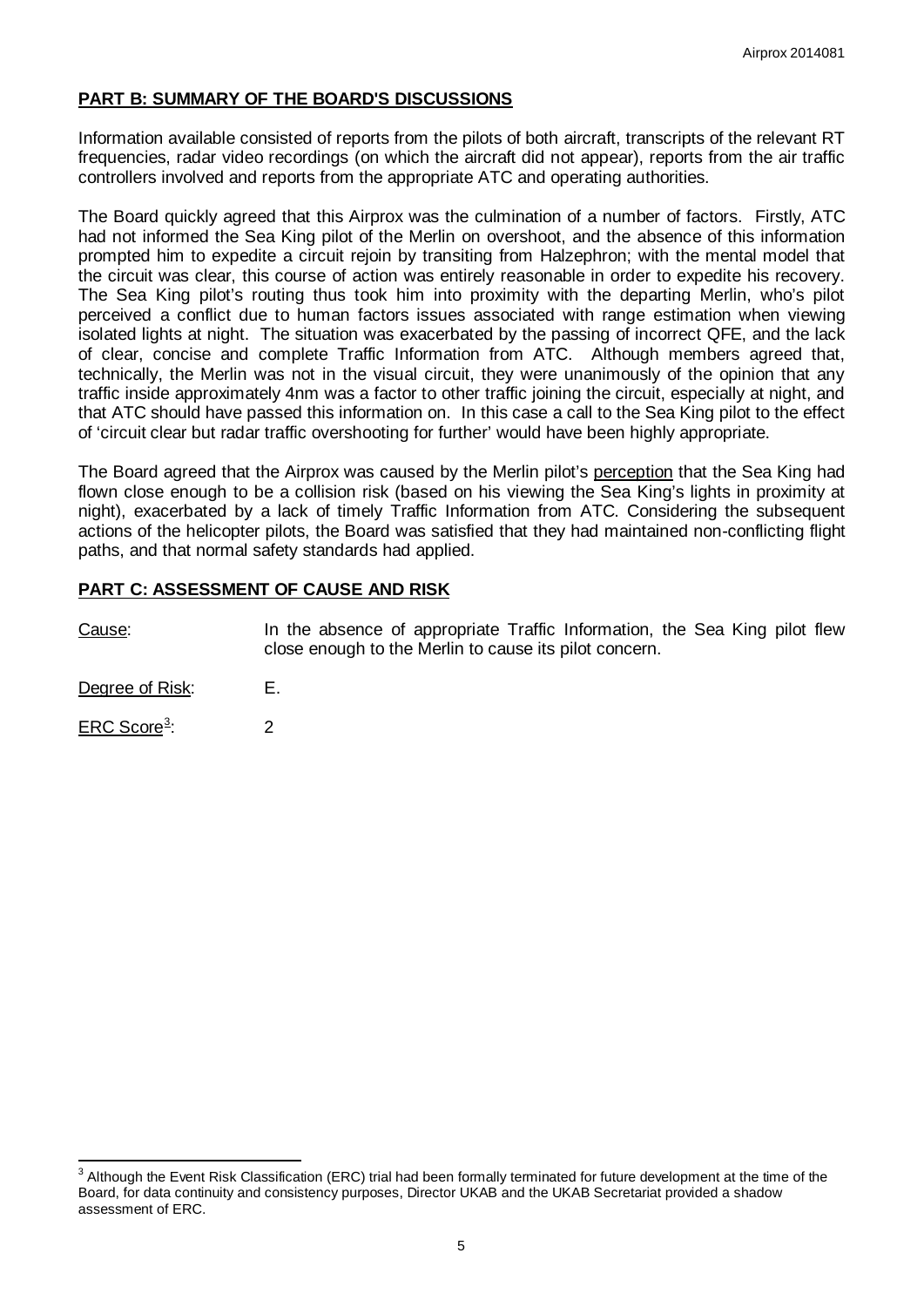## PART B: SUMMARY OF THE BOARD'S DISCUSSIONS

Information available consisted of reports from the pilots of both aircraft, transcripts of the relevant RT frequencies, radar video recordings (on which the aircraft did not appear), reports from the air traffic controllers involved and reports from the appropriate ATC and operating authorities.

The Board quickly agreed that this Airprox was the culmination of a number of factors. Firstly, ATC had not informed the Sea King pilot of the Merlin on overshoot, and the absence of this information prompted him to expedite a circuit rejoin by transiting from Halzephron; with the mental model that the circuit was clear, this course of action was entirely reasonable in order to expedite his recovery. The Sea King pilot's routing thus took him into proximity with the departing Merlin, who's pilot perceived a conflict due to human factors issues associated with range estimation when viewing isolated lights at night. The situation was exacerbated by the passing of incorrect QFE, and the lack of clear, concise and complete Traffic Information from ATC. Although members agreed that, technically, the Merlin was not in the visual circuit, they were unanimously of the opinion that any traffic inside approximately 4nm was a factor to other traffic joining the circuit, especially at night, and that ATC should have passed this information on. In this case a call to the Sea King pilot to the effect of 'circuit clear but radar traffic overshooting for further' would have been highly appropriate.

The Board agreed that the Airprox was caused by the Merlin pilot's perception that the Sea King had flown close enough to be a collision risk (based on his viewing the Sea King's lights in proximity at night), exacerbated by a lack of timely Traffic Information from ATC. Considering the subsequent actions of the helicopter pilots, the Board was satisfied that they had maintained non-conflicting flight paths, and that normal safety standards had applied.

## PART C: ASSESSMENT OF CAUSE AND RISK

Cause: In the absence of appropriate Traffic Information, the Sea King pilot flew close enough to the Merlin to cause its pilot concern.

Degree of Risk: E.

ERC Score[3]: 2

---

[3] Although the Event Risk Classification (ERC) trial had been formally terminated for future development at the time of the Board, for data continuity and consistency purposes, Director UKAB and the UKAB Secretariat provided a shadow assessment of ERC.